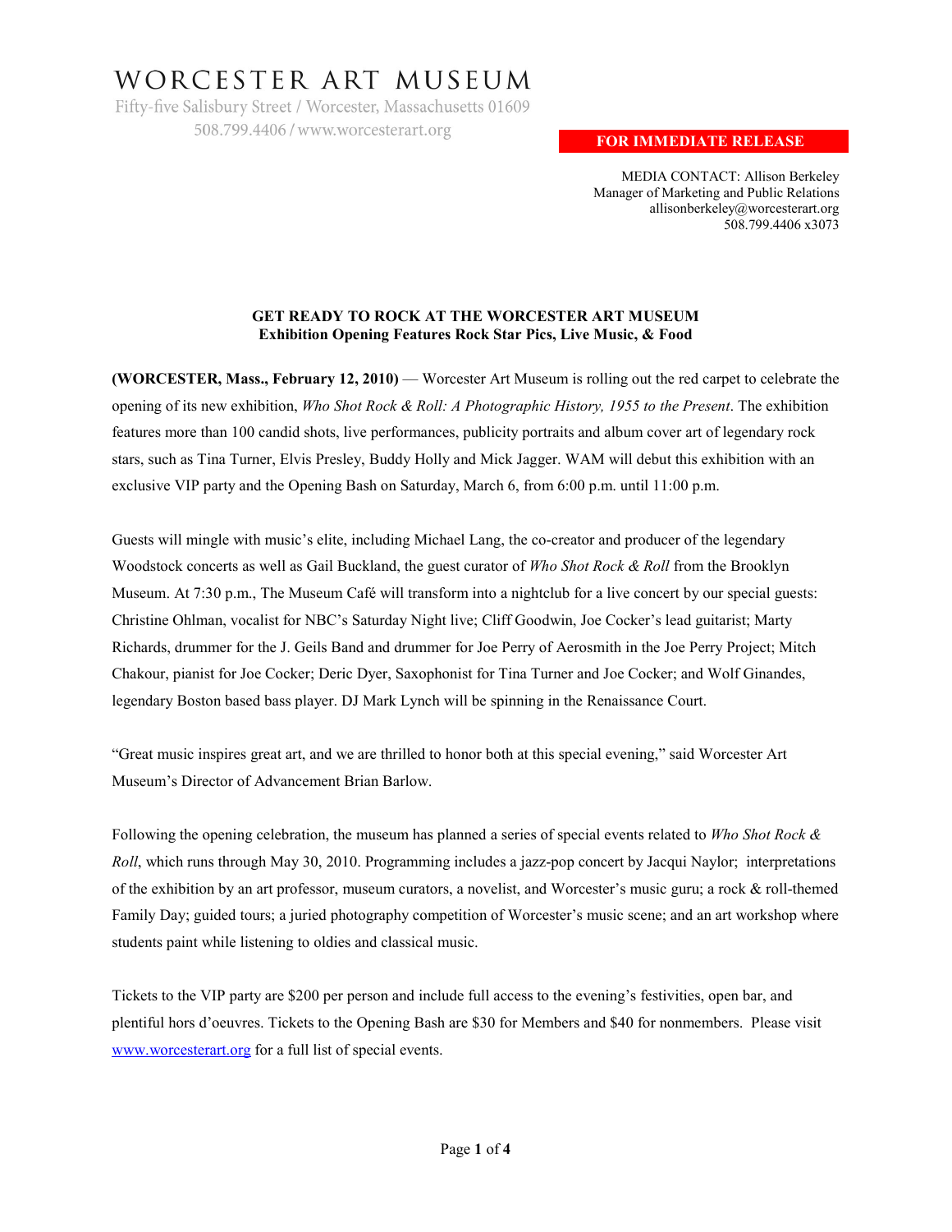# WORCESTER ART MUSEUM

Fifty-five Salisbury Street / Worcester, Massachusetts 01609
508.799.4406 / www.worcesterart.org

**FOR IMMEDIATE RELEASE**

MEDIA CONTACT: Allison Berkeley
Manager of Marketing and Public Relations
allisonberkeley@worcesterart.org
508.799.4406 x3073

## GET READY TO ROCK AT THE WORCESTER ART MUSEUM
### Exhibition Opening Features Rock Star Pics, Live Music, & Food

**(WORCESTER, Mass., February 12, 2010)** — Worcester Art Museum is rolling out the red carpet to celebrate the opening of its new exhibition, *Who Shot Rock & Roll: A Photographic History, 1955 to the Present*. The exhibition features more than 100 candid shots, live performances, publicity portraits and album cover art of legendary rock stars, such as Tina Turner, Elvis Presley, Buddy Holly and Mick Jagger. WAM will debut this exhibition with an exclusive VIP party and the Opening Bash on Saturday, March 6, from 6:00 p.m. until 11:00 p.m.

Guests will mingle with music's elite, including Michael Lang, the co-creator and producer of the legendary Woodstock concerts as well as Gail Buckland, the guest curator of *Who Shot Rock & Roll* from the Brooklyn Museum. At 7:30 p.m., The Museum Café will transform into a nightclub for a live concert by our special guests: Christine Ohlman, vocalist for NBC's Saturday Night live; Cliff Goodwin, Joe Cocker's lead guitarist; Marty Richards, drummer for the J. Geils Band and drummer for Joe Perry of Aerosmith in the Joe Perry Project; Mitch Chakour, pianist for Joe Cocker; Deric Dyer, Saxophonist for Tina Turner and Joe Cocker; and Wolf Ginandes, legendary Boston based bass player. DJ Mark Lynch will be spinning in the Renaissance Court.

"Great music inspires great art, and we are thrilled to honor both at this special evening," said Worcester Art Museum's Director of Advancement Brian Barlow.

Following the opening celebration, the museum has planned a series of special events related to *Who Shot Rock & Roll*, which runs through May 30, 2010. Programming includes a jazz-pop concert by Jacqui Naylor; interpretations of the exhibition by an art professor, museum curators, a novelist, and Worcester's music guru; a rock & roll-themed Family Day; guided tours; a juried photography competition of Worcester's music scene; and an art workshop where students paint while listening to oldies and classical music.

Tickets to the VIP party are $200 per person and include full access to the evening's festivities, open bar, and plentiful hors d'oeuvres. Tickets to the Opening Bash are $30 for Members and $40 for nonmembers. Please visit [www.worcesterart.org](http://www.worcesterart.org) for a full list of special events.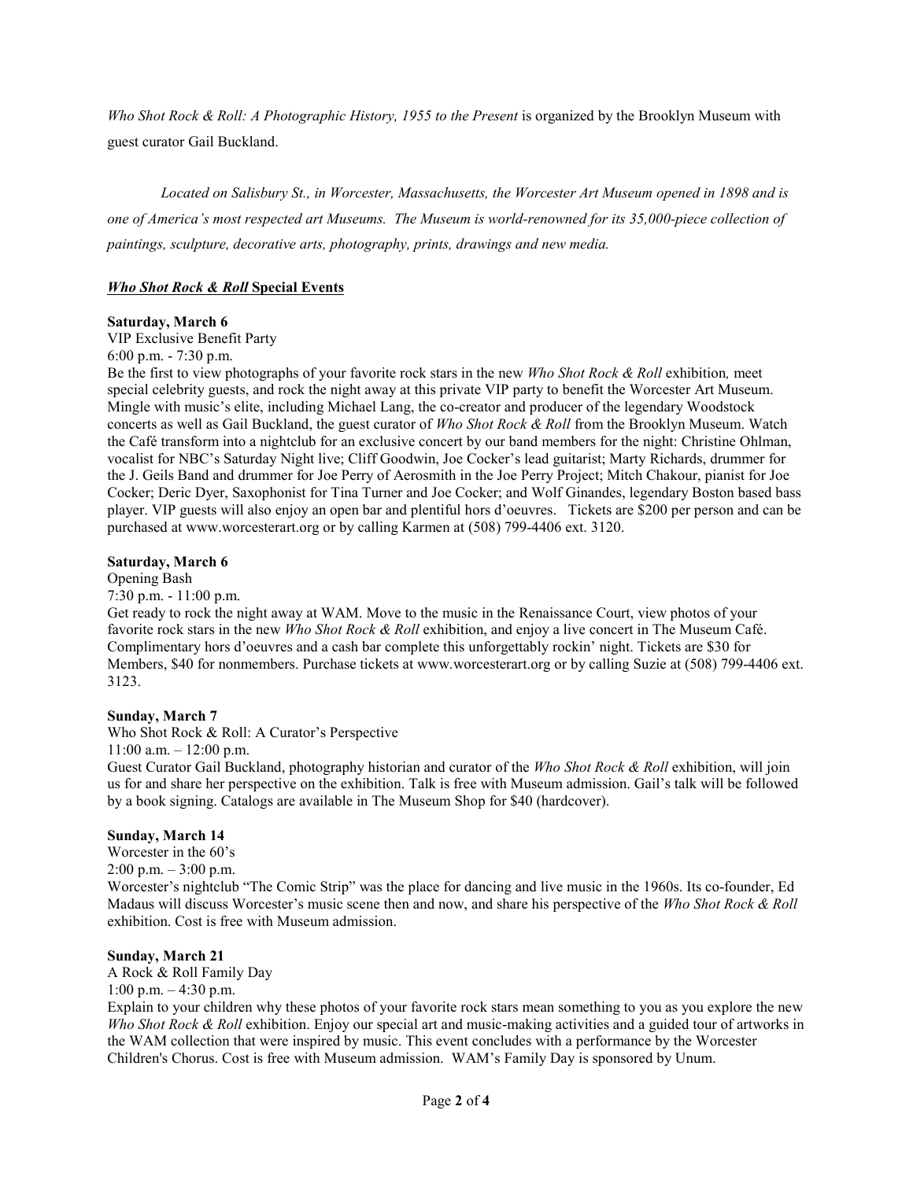*Who Shot Rock & Roll: A Photographic History, 1955 to the Present* is organized by the Brooklyn Museum with guest curator Gail Buckland.

*Located on Salisbury St., in Worcester, Massachusetts, the Worcester Art Museum opened in 1898 and is one of America's most respected art Museums. The Museum is world-renowned for its 35,000-piece collection of paintings, sculpture, decorative arts, photography, prints, drawings and new media.*

## ***Who Shot Rock & Roll* Special Events**

**Saturday, March 6**
VIP Exclusive Benefit Party
6:00 p.m. - 7:30 p.m.
Be the first to view photographs of your favorite rock stars in the new *Who Shot Rock & Roll* exhibition*,* meet special celebrity guests, and rock the night away at this private VIP party to benefit the Worcester Art Museum. Mingle with music's elite, including Michael Lang, the co-creator and producer of the legendary Woodstock concerts as well as Gail Buckland, the guest curator of *Who Shot Rock & Roll* from the Brooklyn Museum. Watch the Café transform into a nightclub for an exclusive concert by our band members for the night: Christine Ohlman, vocalist for NBC's Saturday Night live; Cliff Goodwin, Joe Cocker's lead guitarist; Marty Richards, drummer for the J. Geils Band and drummer for Joe Perry of Aerosmith in the Joe Perry Project; Mitch Chakour, pianist for Joe Cocker; Deric Dyer, Saxophonist for Tina Turner and Joe Cocker; and Wolf Ginandes, legendary Boston based bass player. VIP guests will also enjoy an open bar and plentiful hors d'oeuvres. Tickets are $200 per person and can be purchased at www.worcesterart.org or by calling Karmen at (508) 799-4406 ext. 3120.

**Saturday, March 6**
Opening Bash
7:30 p.m. - 11:00 p.m.
Get ready to rock the night away at WAM. Move to the music in the Renaissance Court, view photos of your favorite rock stars in the new *Who Shot Rock & Roll* exhibition, and enjoy a live concert in The Museum Café. Complimentary hors d'oeuvres and a cash bar complete this unforgettably rockin' night. Tickets are $30 for Members, $40 for nonmembers. Purchase tickets at www.worcesterart.org or by calling Suzie at (508) 799-4406 ext. 3123.

**Sunday, March 7**
Who Shot Rock & Roll: A Curator's Perspective
11:00 a.m. – 12:00 p.m.
Guest Curator Gail Buckland, photography historian and curator of the *Who Shot Rock & Roll* exhibition, will join us for and share her perspective on the exhibition. Talk is free with Museum admission. Gail's talk will be followed by a book signing. Catalogs are available in The Museum Shop for $40 (hardcover).

**Sunday, March 14**
Worcester in the 60's
2:00 p.m. – 3:00 p.m.
Worcester's nightclub "The Comic Strip" was the place for dancing and live music in the 1960s. Its co-founder, Ed Madaus will discuss Worcester's music scene then and now, and share his perspective of the *Who Shot Rock & Roll* exhibition. Cost is free with Museum admission.

**Sunday, March 21**
A Rock & Roll Family Day
1:00 p.m. – 4:30 p.m.
Explain to your children why these photos of your favorite rock stars mean something to you as you explore the new *Who Shot Rock & Roll* exhibition. Enjoy our special art and music-making activities and a guided tour of artworks in the WAM collection that were inspired by music. This event concludes with a performance by the Worcester Children's Chorus. Cost is free with Museum admission. WAM's Family Day is sponsored by Unum.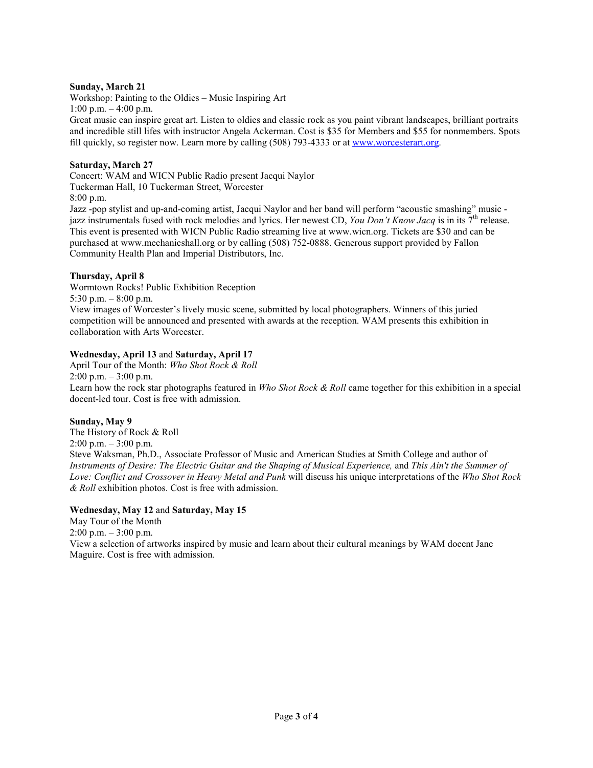**Sunday, March 21**
Workshop: Painting to the Oldies – Music Inspiring Art
1:00 p.m. – 4:00 p.m.
Great music can inspire great art. Listen to oldies and classic rock as you paint vibrant landscapes, brilliant portraits and incredible still lifes with instructor Angela Ackerman. Cost is $35 for Members and $55 for nonmembers. Spots fill quickly, so register now. Learn more by calling (508) 793-4333 or at [www.worcesterart.org](http://www.worcesterart.org).

**Saturday, March 27**
Concert: WAM and WICN Public Radio present Jacqui Naylor
Tuckerman Hall, 10 Tuckerman Street, Worcester
8:00 p.m.
Jazz -pop stylist and up-and-coming artist, Jacqui Naylor and her band will perform "acoustic smashing" music - jazz instrumentals fused with rock melodies and lyrics. Her newest CD, *You Don't Know Jacq* is in its 7th release. This event is presented with WICN Public Radio streaming live at www.wicn.org. Tickets are $30 and can be purchased at www.mechanicshall.org or by calling (508) 752-0888. Generous support provided by Fallon Community Health Plan and Imperial Distributors, Inc.

**Thursday, April 8**
Wormtown Rocks! Public Exhibition Reception
5:30 p.m. – 8:00 p.m.
View images of Worcester's lively music scene, submitted by local photographers. Winners of this juried competition will be announced and presented with awards at the reception. WAM presents this exhibition in collaboration with Arts Worcester.

**Wednesday, April 13** and **Saturday, April 17**
April Tour of the Month: *Who Shot Rock & Roll*
2:00 p.m. – 3:00 p.m.
Learn how the rock star photographs featured in *Who Shot Rock & Roll* came together for this exhibition in a special docent-led tour. Cost is free with admission.

**Sunday, May 9**
The History of Rock & Roll
2:00 p.m. – 3:00 p.m.
Steve Waksman, Ph.D., Associate Professor of Music and American Studies at Smith College and author of *Instruments of Desire: The Electric Guitar and the Shaping of Musical Experience,* and *This Ain't the Summer of Love: Conflict and Crossover in Heavy Metal and Punk* will discuss his unique interpretations of the *Who Shot Rock & Roll* exhibition photos. Cost is free with admission.

**Wednesday, May 12** and **Saturday, May 15**
May Tour of the Month
2:00 p.m. – 3:00 p.m.
View a selection of artworks inspired by music and learn about their cultural meanings by WAM docent Jane Maguire. Cost is free with admission.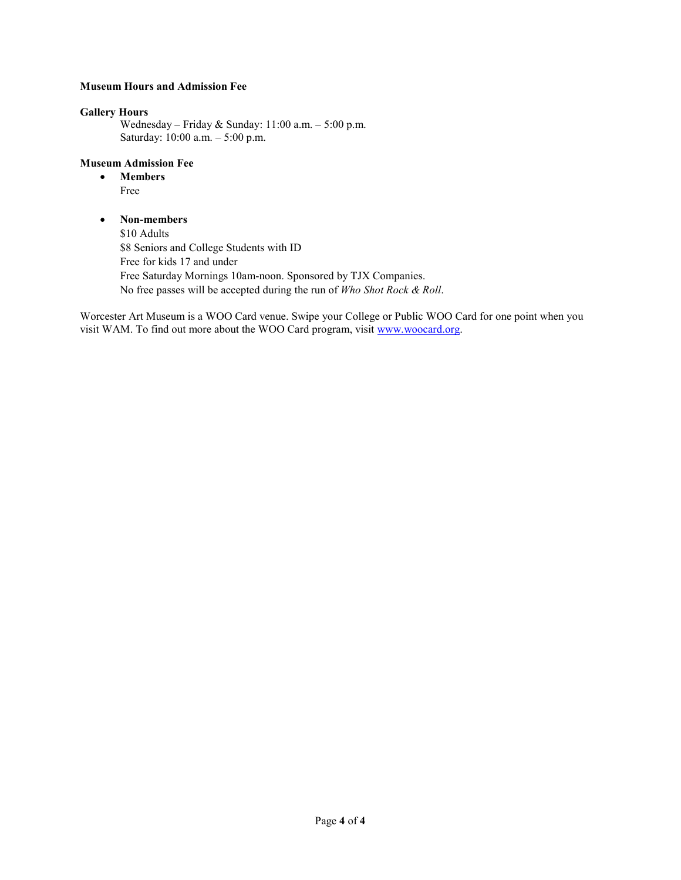**Museum Hours and Admission Fee**

**Gallery Hours**

Wednesday – Friday & Sunday: 11:00 a.m. – 5:00 p.m.
Saturday: 10:00 a.m. – 5:00 p.m.

**Museum Admission Fee**

- **Members**
  Free

- **Non-members**
  $10 Adults
  $8 Seniors and College Students with ID
  Free for kids 17 and under
  Free Saturday Mornings 10am-noon. Sponsored by TJX Companies.
  No free passes will be accepted during the run of *Who Shot Rock & Roll*.

Worcester Art Museum is a WOO Card venue. Swipe your College or Public WOO Card for one point when you visit WAM. To find out more about the WOO Card program, visit www.woocard.org.